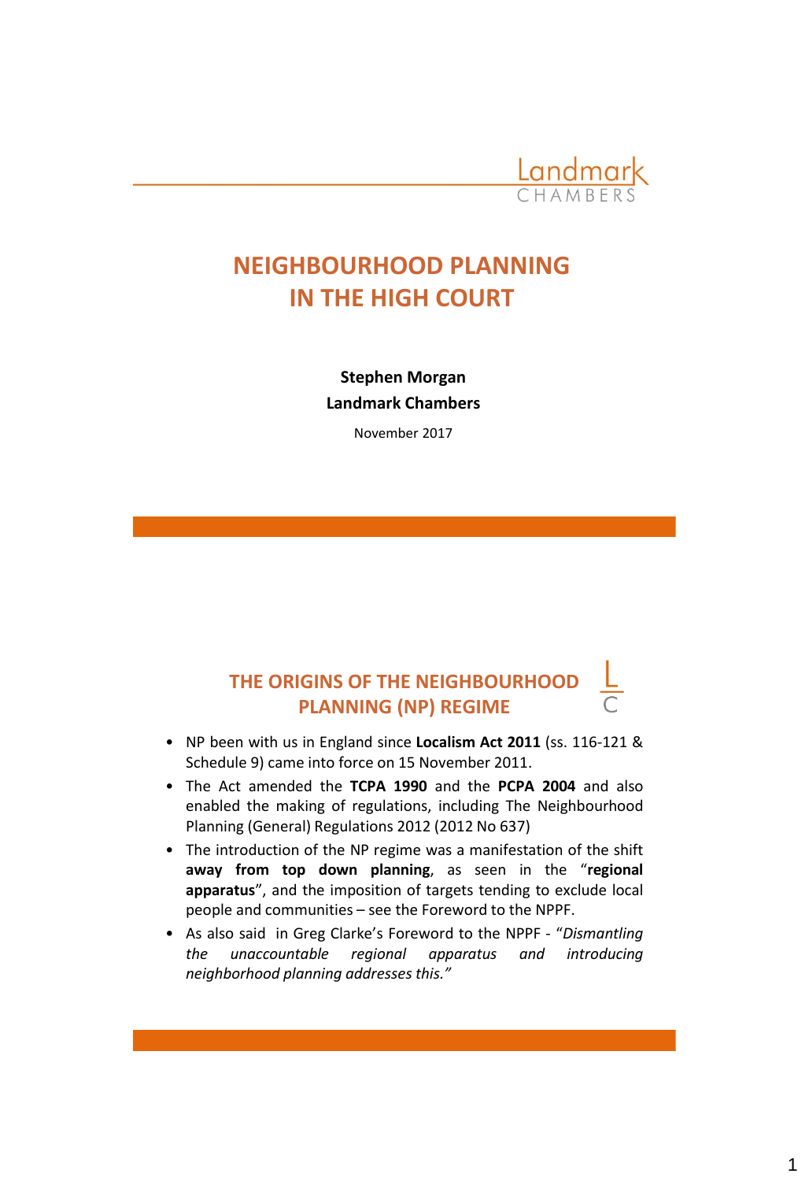# NEIGHBOURHOOD PLANNING IN THE HIGH COURT

**Stephen Morgan**

**Landmark Chambers**

November 2017

## THE ORIGINS OF THE NEIGHBOURHOOD PLANNING (NP) REGIME

- NP been with us in England since **Localism Act 2011** (ss. 116-121 & Schedule 9) came into force on 15 November 2011.
- The Act amended the **TCPA 1990** and the **PCPA 2004** and also enabled the making of regulations, including The Neighbourhood Planning (General) Regulations 2012 (2012 No 637)
- The introduction of the NP regime was a manifestation of the shift **away from top down planning**, as seen in the "**regional apparatus**", and the imposition of targets tending to exclude local people and communities – see the Foreword to the NPPF.
- As also said in Greg Clarke's Foreword to the NPPF - "*Dismantling the unaccountable regional apparatus and introducing neighborhood planning addresses this.*"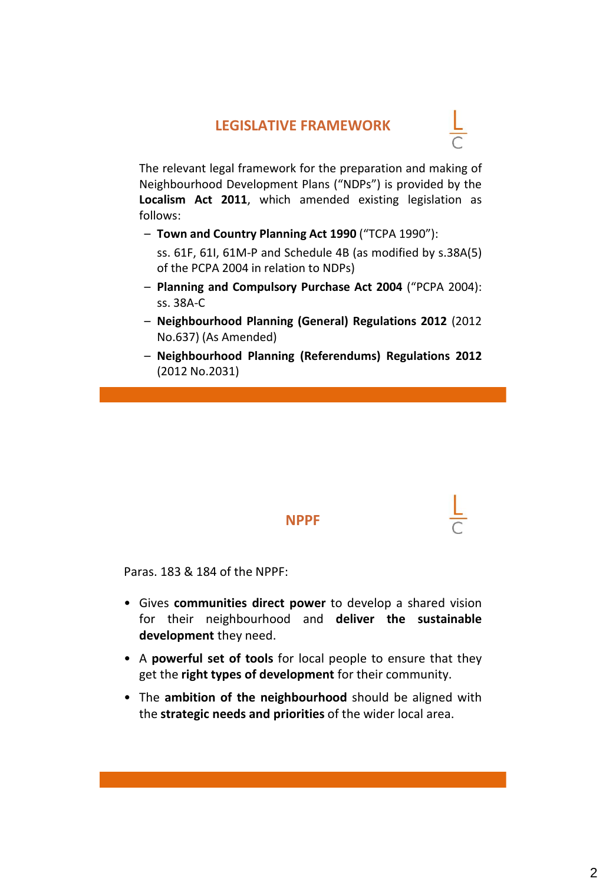## LEGISLATIVE FRAMEWORK

The relevant legal framework for the preparation and making of Neighbourhood Development Plans ("NDPs") is provided by the **Localism Act 2011**, which amended existing legislation as follows:

- **Town and Country Planning Act 1990** ("TCPA 1990"):

  ss. 61F, 61I, 61M-P and Schedule 4B (as modified by s.38A(5) of the PCPA 2004 in relation to NDPs)
- **Planning and Compulsory Purchase Act 2004** ("PCPA 2004): ss. 38A-C
- **Neighbourhood Planning (General) Regulations 2012** (2012 No.637) (As Amended)
- **Neighbourhood Planning (Referendums) Regulations 2012** (2012 No.2031)

## NPPF

Paras. 183 & 184 of the NPPF:

- Gives **communities direct power** to develop a shared vision for their neighbourhood and **deliver the sustainable development** they need.
- A **powerful set of tools** for local people to ensure that they get the **right types of development** for their community.
- The **ambition of the neighbourhood** should be aligned with the **strategic needs and priorities** of the wider local area.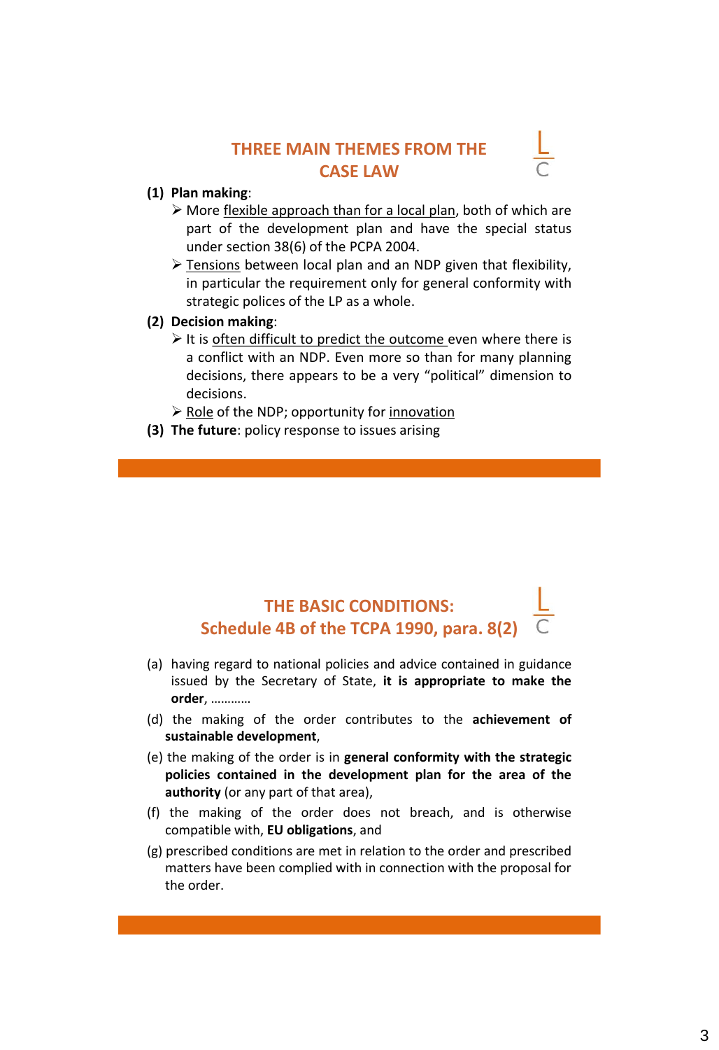## THREE MAIN THEMES FROM THE CASE LAW

**(1) Plan making**:

- More flexible approach than for a local plan, both of which are part of the development plan and have the special status under section 38(6) of the PCPA 2004.
- Tensions between local plan and an NDP given that flexibility, in particular the requirement only for general conformity with strategic polices of the LP as a whole.

**(2) Decision making**:

- It is often difficult to predict the outcome even where there is a conflict with an NDP. Even more so than for many planning decisions, there appears to be a very "political" dimension to decisions.
- Role of the NDP; opportunity for innovation

**(3) The future**: policy response to issues arising

## THE BASIC CONDITIONS: Schedule 4B of the TCPA 1990, para. 8(2)

(a) having regard to national policies and advice contained in guidance issued by the Secretary of State, **it is appropriate to make the order**, …………

(d) the making of the order contributes to the **achievement of sustainable development**,

(e) the making of the order is in **general conformity with the strategic policies contained in the development plan for the area of the authority** (or any part of that area),

(f) the making of the order does not breach, and is otherwise compatible with, **EU obligations**, and

(g) prescribed conditions are met in relation to the order and prescribed matters have been complied with in connection with the proposal for the order.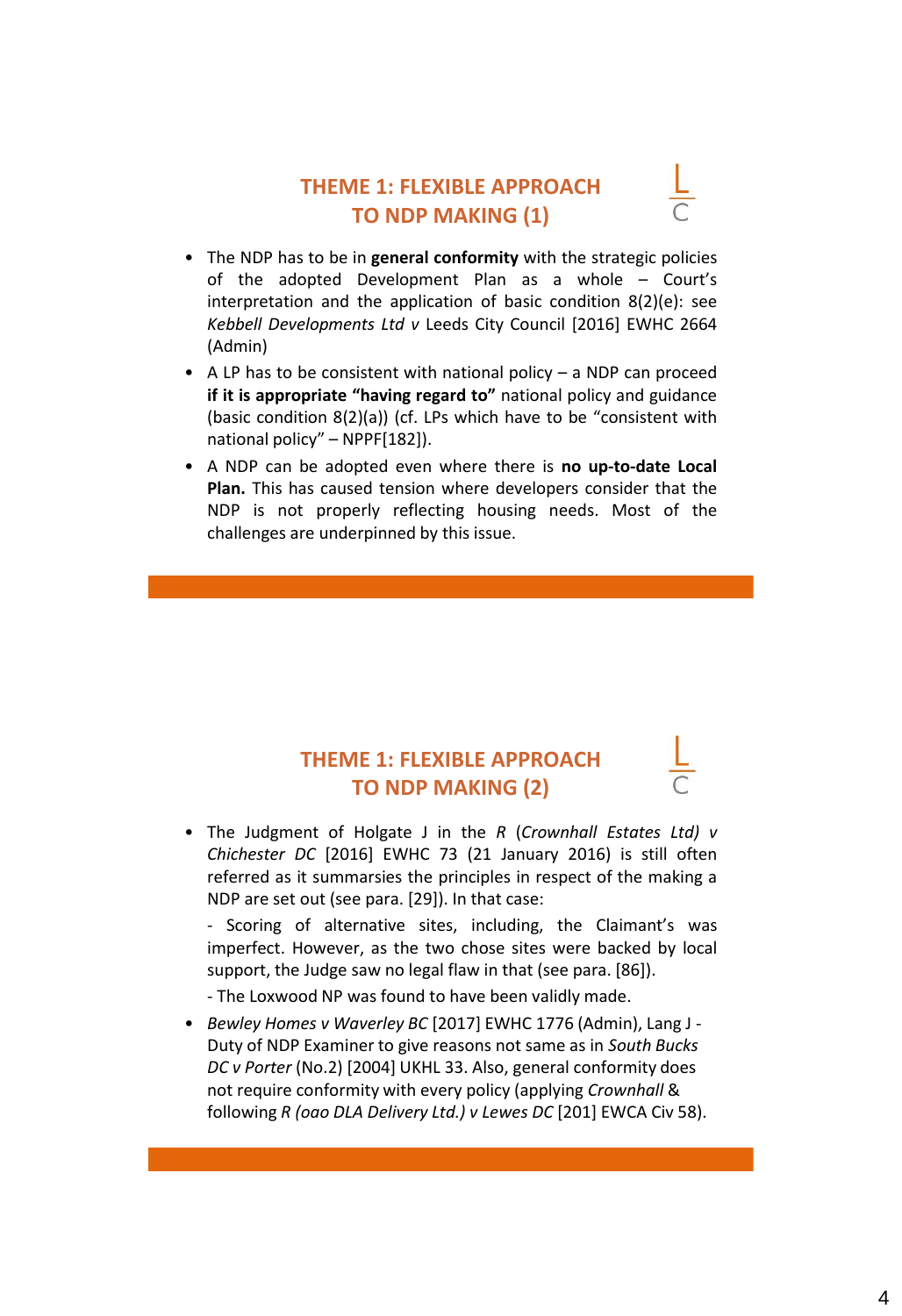## THEME 1: FLEXIBLE APPROACH TO NDP MAKING (1)

- The NDP has to be in **general conformity** with the strategic policies of the adopted Development Plan as a whole – Court's interpretation and the application of basic condition 8(2)(e): see *Kebbell Developments Ltd v* Leeds City Council [2016] EWHC 2664 (Admin)
- A LP has to be consistent with national policy – a NDP can proceed **if it is appropriate "having regard to"** national policy and guidance (basic condition 8(2)(a)) (cf. LPs which have to be "consistent with national policy" – NPPF[182]).
- A NDP can be adopted even where there is **no up-to-date Local Plan.** This has caused tension where developers consider that the NDP is not properly reflecting housing needs. Most of the challenges are underpinned by this issue.

## THEME 1: FLEXIBLE APPROACH TO NDP MAKING (2)

- The Judgment of Holgate J in the *R* (*Crownhall Estates Ltd) v Chichester DC* [2016] EWHC 73 (21 January 2016) is still often referred as it summarsies the principles in respect of the making a NDP are set out (see para. [29]). In that case:

  - Scoring of alternative sites, including, the Claimant's was imperfect. However, as the two chose sites were backed by local support, the Judge saw no legal flaw in that (see para. [86]).

  - The Loxwood NP was found to have been validly made.
- *Bewley Homes v Waverley BC* [2017] EWHC 1776 (Admin), Lang J - Duty of NDP Examiner to give reasons not same as in *South Bucks DC v Porter* (No.2) [2004] UKHL 33. Also, general conformity does not require conformity with every policy (applying *Crownhall* & following *R (oao DLA Delivery Ltd.) v Lewes DC* [201] EWCA Civ 58).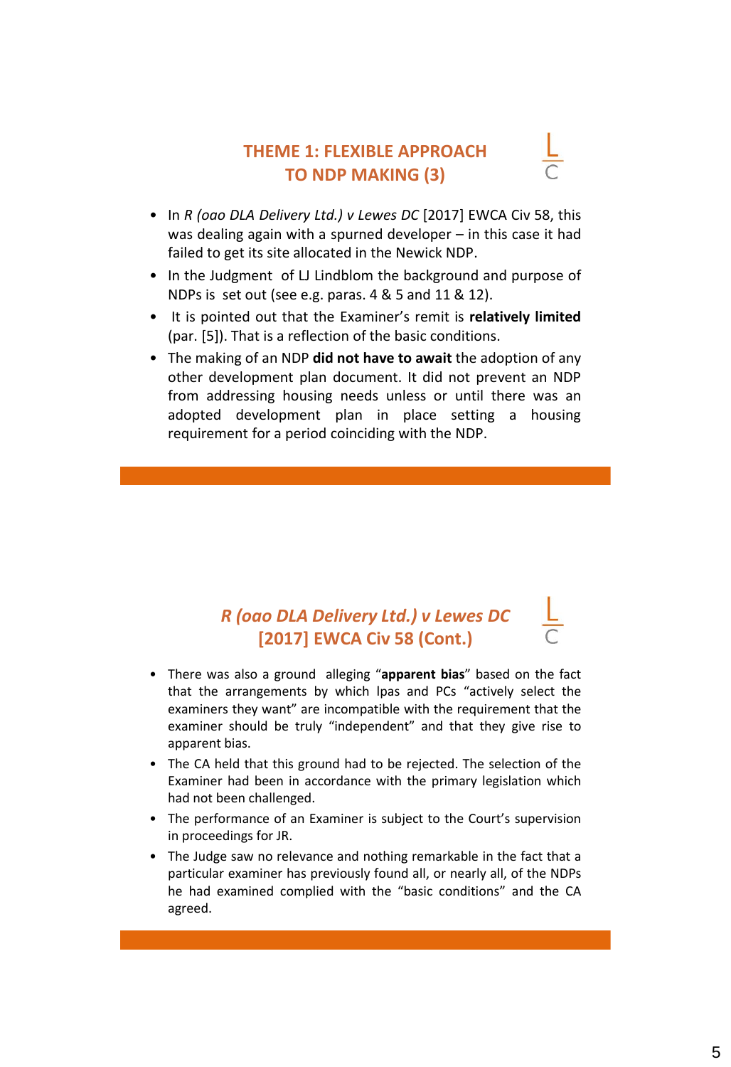## THEME 1: FLEXIBLE APPROACH TO NDP MAKING (3)

- In *R (oao DLA Delivery Ltd.) v Lewes DC* [2017] EWCA Civ 58, this was dealing again with a spurned developer – in this case it had failed to get its site allocated in the Newick NDP.
- In the Judgment of LJ Lindblom the background and purpose of NDPs is set out (see e.g. paras. 4 & 5 and 11 & 12).
- It is pointed out that the Examiner's remit is **relatively limited** (par. [5]). That is a reflection of the basic conditions.
- The making of an NDP **did not have to await** the adoption of any other development plan document. It did not prevent an NDP from addressing housing needs unless or until there was an adopted development plan in place setting a housing requirement for a period coinciding with the NDP.

## *R (oao DLA Delivery Ltd.) v Lewes DC* [2017] EWCA Civ 58 (Cont.)

- There was also a ground alleging "**apparent bias**" based on the fact that the arrangements by which lpas and PCs "actively select the examiners they want" are incompatible with the requirement that the examiner should be truly "independent" and that they give rise to apparent bias.
- The CA held that this ground had to be rejected. The selection of the Examiner had been in accordance with the primary legislation which had not been challenged.
- The performance of an Examiner is subject to the Court's supervision in proceedings for JR.
- The Judge saw no relevance and nothing remarkable in the fact that a particular examiner has previously found all, or nearly all, of the NDPs he had examined complied with the "basic conditions" and the CA agreed.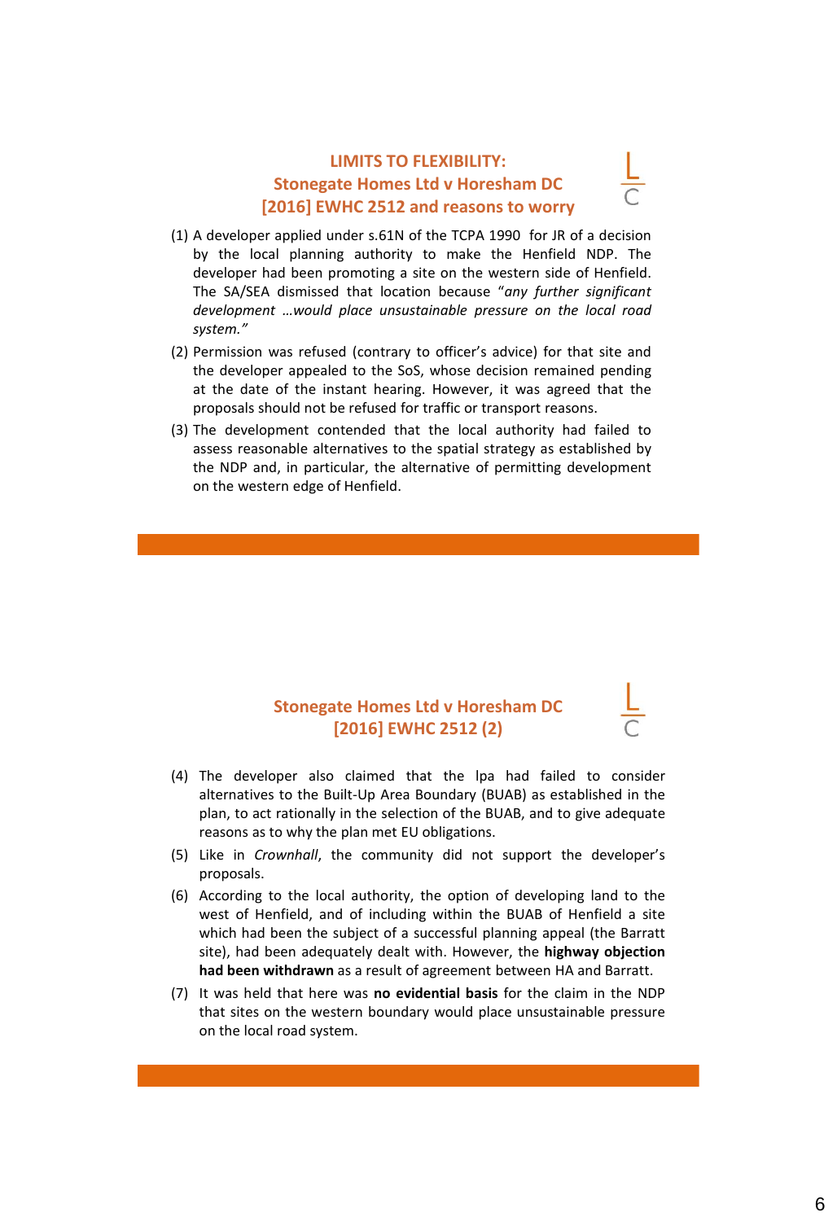## LIMITS TO FLEXIBILITY: Stonegate Homes Ltd v Horesham DC [2016] EWHC 2512 and reasons to worry

(1) A developer applied under s.61N of the TCPA 1990 for JR of a decision by the local planning authority to make the Henfield NDP. The developer had been promoting a site on the western side of Henfield. The SA/SEA dismissed that location because "*any further significant development …would place unsustainable pressure on the local road system.*"

(2) Permission was refused (contrary to officer's advice) for that site and the developer appealed to the SoS, whose decision remained pending at the date of the instant hearing. However, it was agreed that the proposals should not be refused for traffic or transport reasons.

(3) The development contended that the local authority had failed to assess reasonable alternatives to the spatial strategy as established by the NDP and, in particular, the alternative of permitting development on the western edge of Henfield.

## Stonegate Homes Ltd v Horesham DC [2016] EWHC 2512 (2)

(4) The developer also claimed that the lpa had failed to consider alternatives to the Built-Up Area Boundary (BUAB) as established in the plan, to act rationally in the selection of the BUAB, and to give adequate reasons as to why the plan met EU obligations.

(5) Like in *Crownhall*, the community did not support the developer's proposals.

(6) According to the local authority, the option of developing land to the west of Henfield, and of including within the BUAB of Henfield a site which had been the subject of a successful planning appeal (the Barratt site), had been adequately dealt with. However, the **highway objection had been withdrawn** as a result of agreement between HA and Barratt.

(7) It was held that here was **no evidential basis** for the claim in the NDP that sites on the western boundary would place unsustainable pressure on the local road system.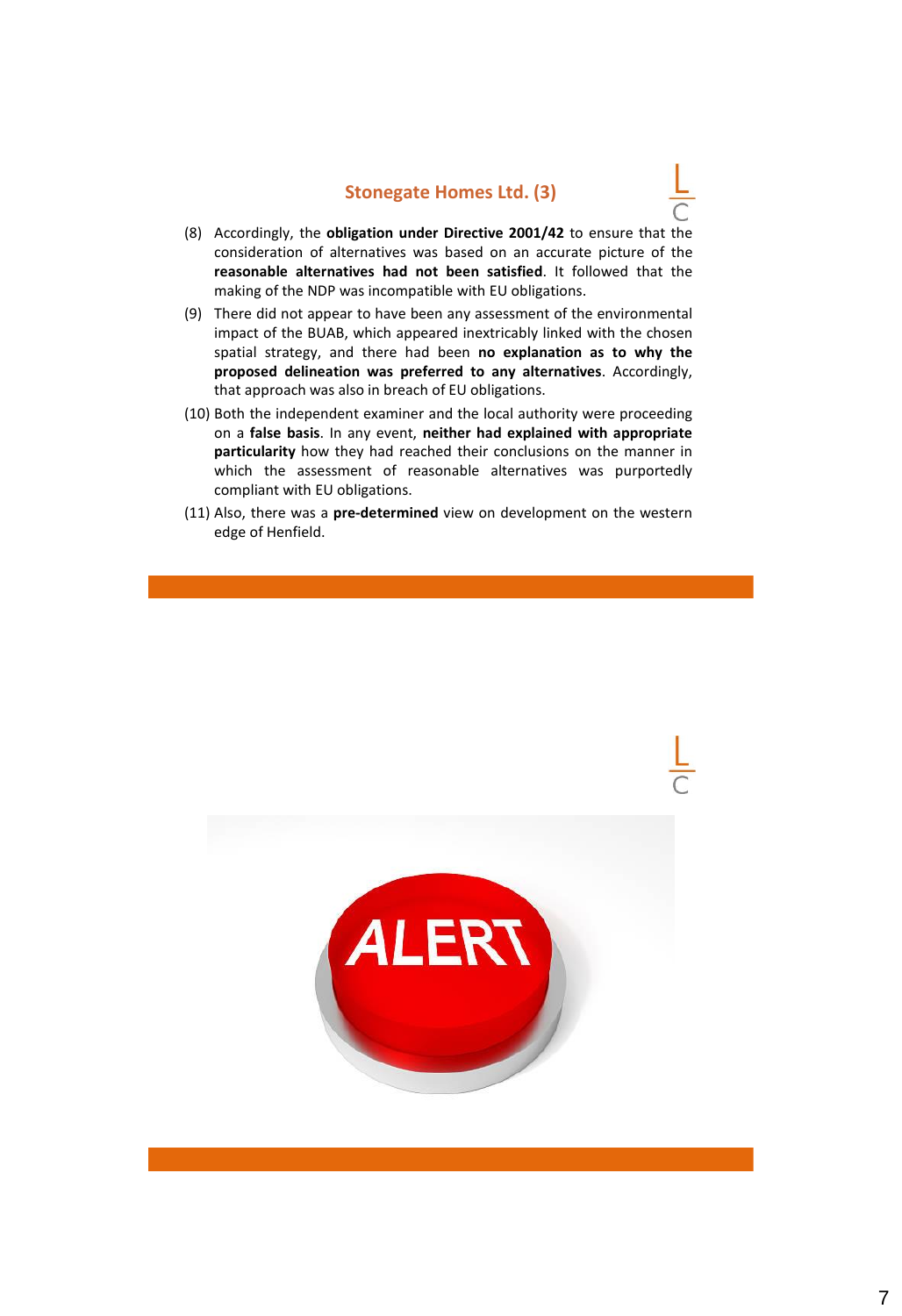## Stonegate Homes Ltd. (3)

(8) Accordingly, the **obligation under Directive 2001/42** to ensure that the consideration of alternatives was based on an accurate picture of the **reasonable alternatives had not been satisfied**. It followed that the making of the NDP was incompatible with EU obligations.

(9) There did not appear to have been any assessment of the environmental impact of the BUAB, which appeared inextricably linked with the chosen spatial strategy, and there had been **no explanation as to why the proposed delineation was preferred to any alternatives**. Accordingly, that approach was also in breach of EU obligations.

(10) Both the independent examiner and the local authority were proceeding on a **false basis**. In any event, **neither had explained with appropriate particularity** how they had reached their conclusions on the manner in which the assessment of reasonable alternatives was purportedly compliant with EU obligations.

(11) Also, there was a **pre-determined** view on development on the western edge of Henfield.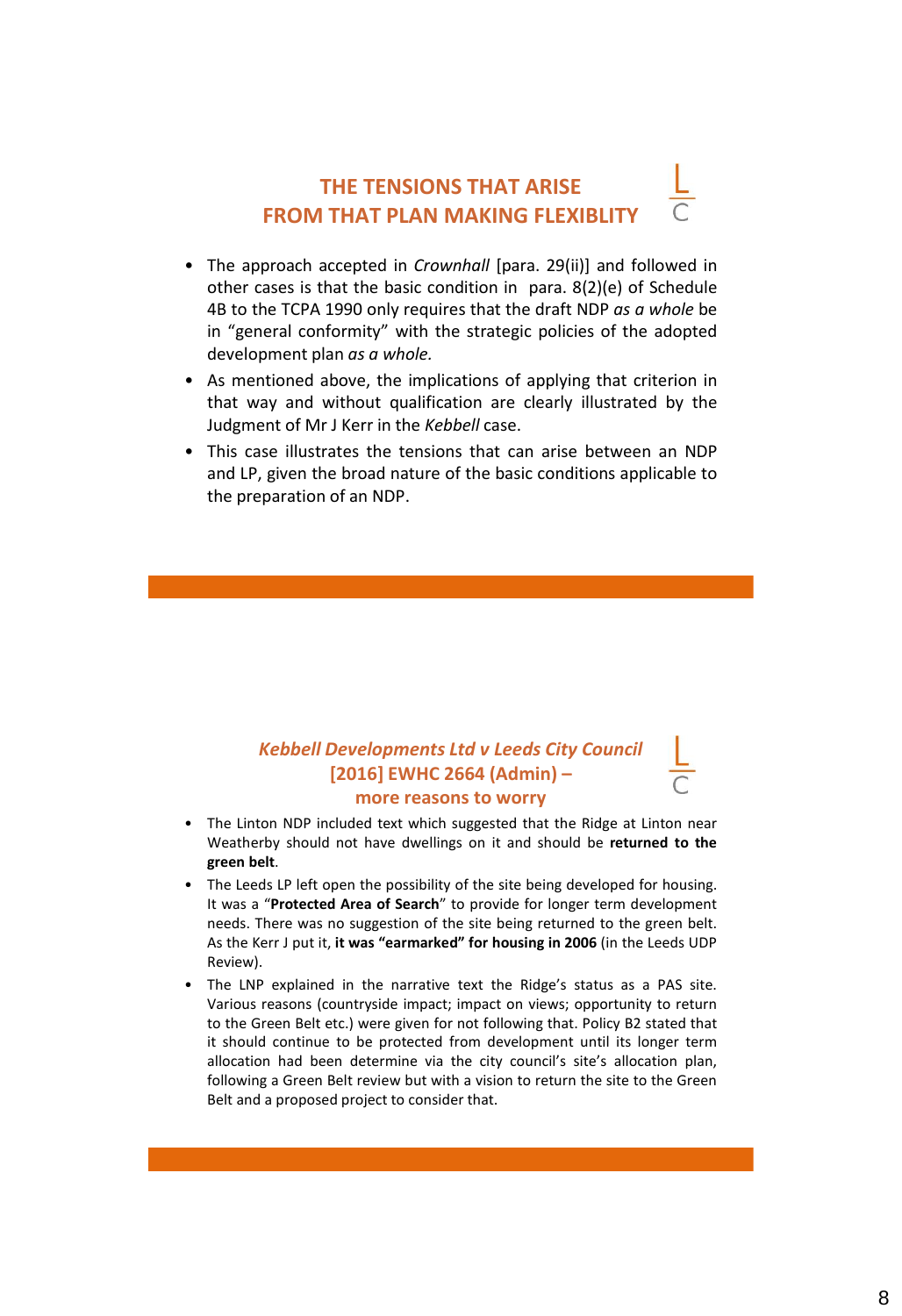## THE TENSIONS THAT ARISE FROM THAT PLAN MAKING FLEXIBLITY

- The approach accepted in *Crownhall* [para. 29(ii)] and followed in other cases is that the basic condition in para. 8(2)(e) of Schedule 4B to the TCPA 1990 only requires that the draft NDP *as a whole* be in "general conformity" with the strategic policies of the adopted development plan *as a whole.*
- As mentioned above, the implications of applying that criterion in that way and without qualification are clearly illustrated by the Judgment of Mr J Kerr in the *Kebbell* case.
- This case illustrates the tensions that can arise between an NDP and LP, given the broad nature of the basic conditions applicable to the preparation of an NDP.

## *Kebbell Developments Ltd v Leeds City Council* [2016] EWHC 2664 (Admin) – more reasons to worry

- The Linton NDP included text which suggested that the Ridge at Linton near Weatherby should not have dwellings on it and should be **returned to the green belt**.
- The Leeds LP left open the possibility of the site being developed for housing. It was a "**Protected Area of Search**" to provide for longer term development needs. There was no suggestion of the site being returned to the green belt. As the Kerr J put it, **it was "earmarked" for housing in 2006** (in the Leeds UDP Review).
- The LNP explained in the narrative text the Ridge's status as a PAS site. Various reasons (countryside impact; impact on views; opportunity to return to the Green Belt etc.) were given for not following that. Policy B2 stated that it should continue to be protected from development until its longer term allocation had been determine via the city council's site's allocation plan, following a Green Belt review but with a vision to return the site to the Green Belt and a proposed project to consider that.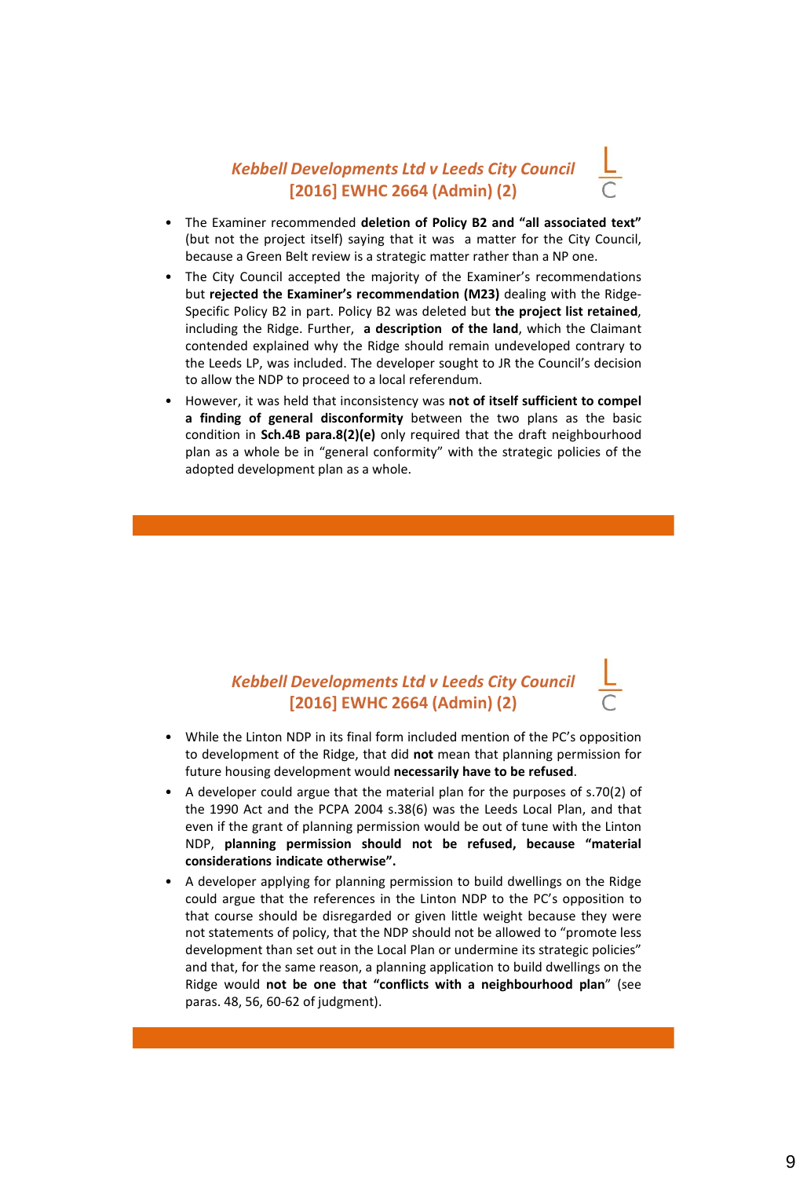## *Kebbell Developments Ltd v Leeds City Council* [2016] EWHC 2664 (Admin) (2)

- The Examiner recommended **deletion of Policy B2 and "all associated text"** (but not the project itself) saying that it was a matter for the City Council, because a Green Belt review is a strategic matter rather than a NP one.
- The City Council accepted the majority of the Examiner's recommendations but **rejected the Examiner's recommendation (M23)** dealing with the Ridge-Specific Policy B2 in part. Policy B2 was deleted but **the project list retained**, including the Ridge. Further, **a description of the land**, which the Claimant contended explained why the Ridge should remain undeveloped contrary to the Leeds LP, was included. The developer sought to JR the Council's decision to allow the NDP to proceed to a local referendum.
- However, it was held that inconsistency was **not of itself sufficient to compel a finding of general disconformity** between the two plans as the basic condition in **Sch.4B para.8(2)(e)** only required that the draft neighbourhood plan as a whole be in "general conformity" with the strategic policies of the adopted development plan as a whole.

## *Kebbell Developments Ltd v Leeds City Council* [2016] EWHC 2664 (Admin) (2)

- While the Linton NDP in its final form included mention of the PC's opposition to development of the Ridge, that did **not** mean that planning permission for future housing development would **necessarily have to be refused**.
- A developer could argue that the material plan for the purposes of s.70(2) of the 1990 Act and the PCPA 2004 s.38(6) was the Leeds Local Plan, and that even if the grant of planning permission would be out of tune with the Linton NDP, **planning permission should not be refused, because "material considerations indicate otherwise".**
- A developer applying for planning permission to build dwellings on the Ridge could argue that the references in the Linton NDP to the PC's opposition to that course should be disregarded or given little weight because they were not statements of policy, that the NDP should not be allowed to "promote less development than set out in the Local Plan or undermine its strategic policies" and that, for the same reason, a planning application to build dwellings on the Ridge would **not be one that "conflicts with a neighbourhood plan**" (see paras. 48, 56, 60-62 of judgment).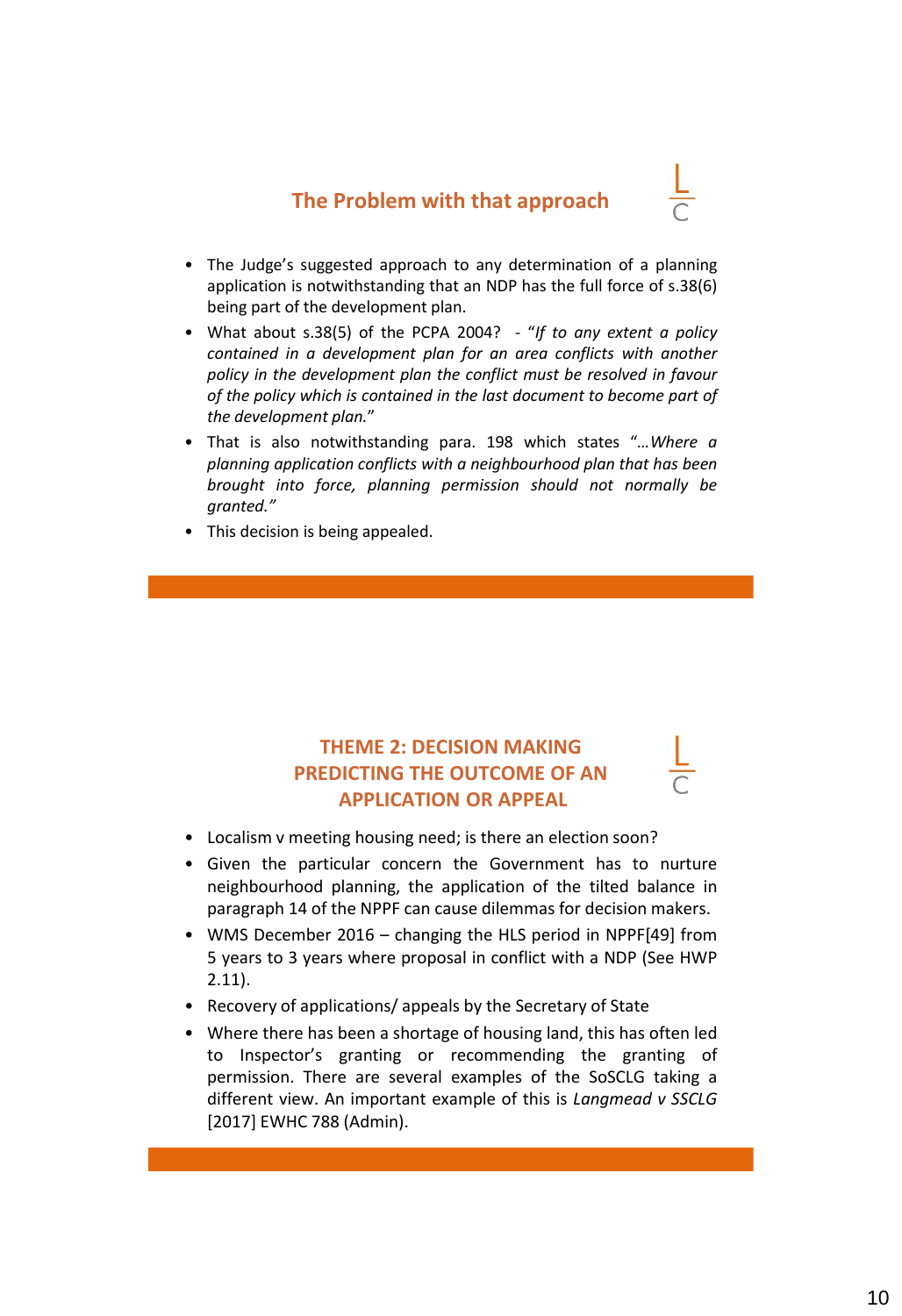## The Problem with that approach

- The Judge's suggested approach to any determination of a planning application is notwithstanding that an NDP has the full force of s.38(6) being part of the development plan.
- What about s.38(5) of the PCPA 2004? - "*If to any extent a policy contained in a development plan for an area conflicts with another policy in the development plan the conflict must be resolved in favour of the policy which is contained in the last document to become part of the development plan.*"
- That is also notwithstanding para. 198 which states "*…Where a planning application conflicts with a neighbourhood plan that has been brought into force, planning permission should not normally be granted.*"
- This decision is being appealed.

## THEME 2: DECISION MAKING PREDICTING THE OUTCOME OF AN APPLICATION OR APPEAL

- Localism v meeting housing need; is there an election soon?
- Given the particular concern the Government has to nurture neighbourhood planning, the application of the tilted balance in paragraph 14 of the NPPF can cause dilemmas for decision makers.
- WMS December 2016 – changing the HLS period in NPPF[49] from 5 years to 3 years where proposal in conflict with a NDP (See HWP 2.11).
- Recovery of applications/ appeals by the Secretary of State
- Where there has been a shortage of housing land, this has often led to Inspector's granting or recommending the granting of permission. There are several examples of the SoSCLG taking a different view. An important example of this is *Langmead v SSCLG* [2017] EWHC 788 (Admin).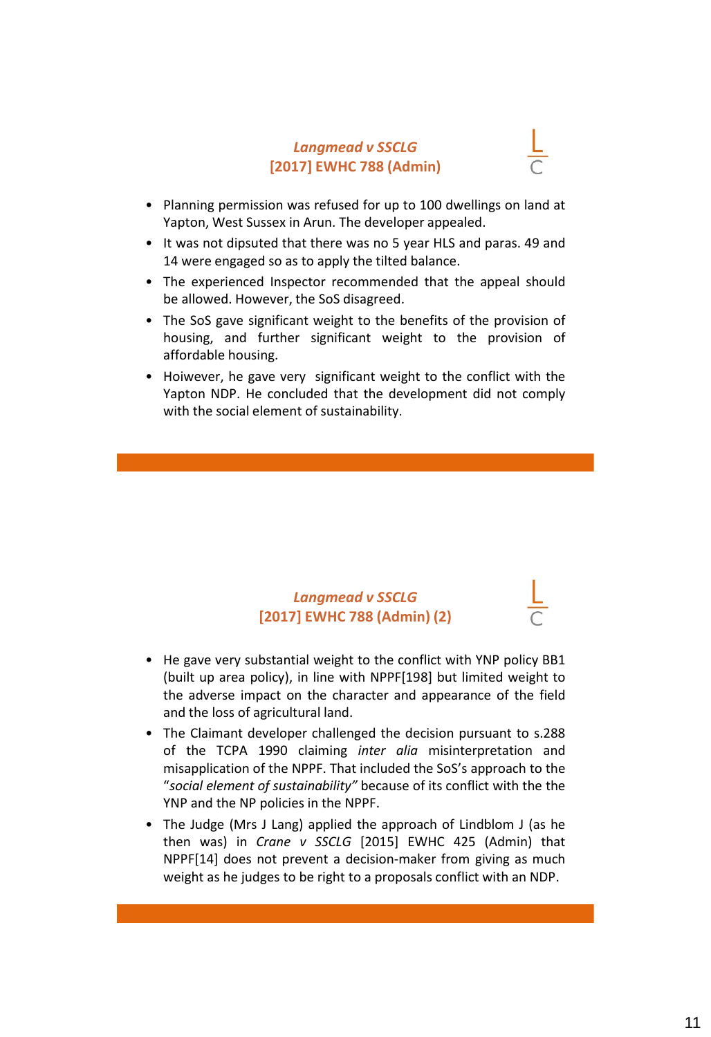## *Langmead v SSCLG* [2017] EWHC 788 (Admin)

- Planning permission was refused for up to 100 dwellings on land at Yapton, West Sussex in Arun. The developer appealed.
- It was not dipsuted that there was no 5 year HLS and paras. 49 and 14 were engaged so as to apply the tilted balance.
- The experienced Inspector recommended that the appeal should be allowed. However, the SoS disagreed.
- The SoS gave significant weight to the benefits of the provision of housing, and further significant weight to the provision of affordable housing.
- Hoiwever, he gave very significant weight to the conflict with the Yapton NDP. He concluded that the development did not comply with the social element of sustainability.

## *Langmead v SSCLG* [2017] EWHC 788 (Admin) (2)

- He gave very substantial weight to the conflict with YNP policy BB1 (built up area policy), in line with NPPF[198] but limited weight to the adverse impact on the character and appearance of the field and the loss of agricultural land.
- The Claimant developer challenged the decision pursuant to s.288 of the TCPA 1990 claiming *inter alia* misinterpretation and misapplication of the NPPF. That included the SoS's approach to the "*social element of sustainability"* because of its conflict with the the YNP and the NP policies in the NPPF.
- The Judge (Mrs J Lang) applied the approach of Lindblom J (as he then was) in *Crane v SSCLG* [2015] EWHC 425 (Admin) that NPPF[14] does not prevent a decision-maker from giving as much weight as he judges to be right to a proposals conflict with an NDP.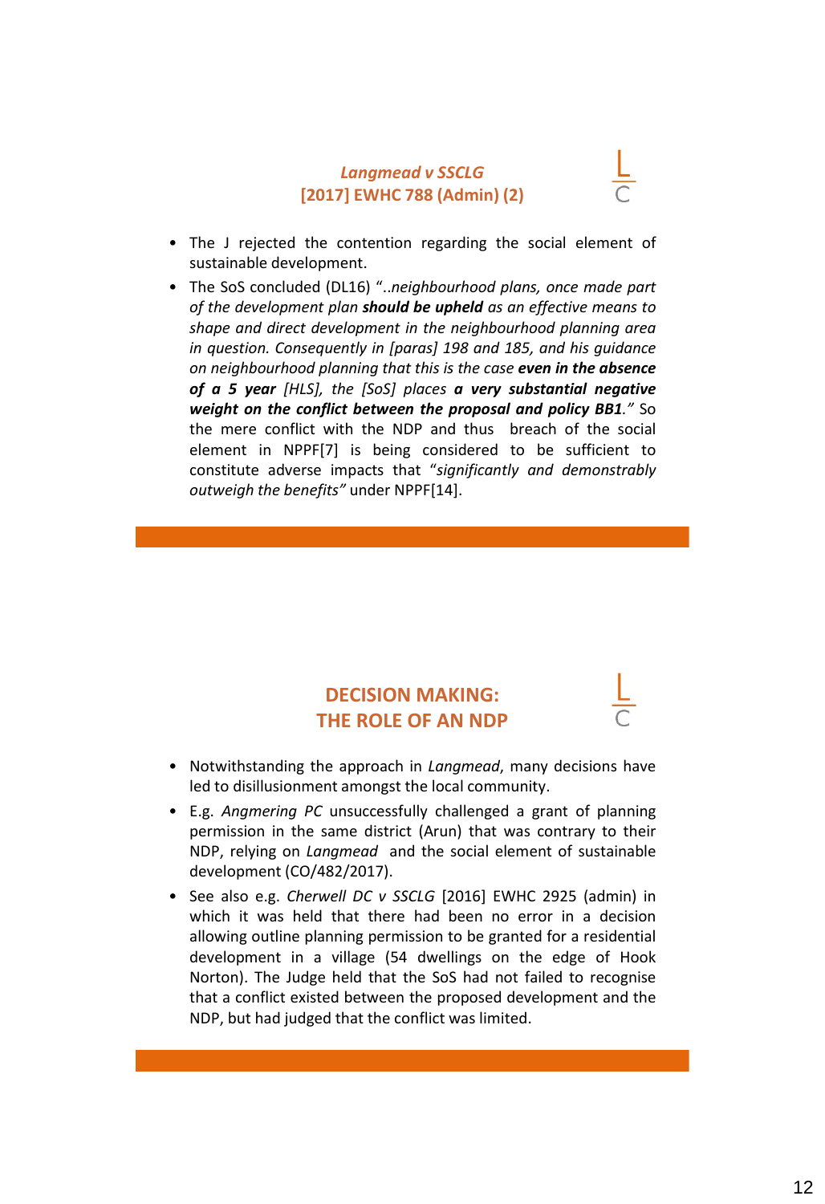## *Langmead v SSCLG* [2017] EWHC 788 (Admin) (2)

- The J rejected the contention regarding the social element of sustainable development.
- The SoS concluded (DL16) "..*neighbourhood plans, once made part of the development plan* ***should be upheld*** *as an effective means to shape and direct development in the neighbourhood planning area in question. Consequently in [paras] 198 and 185, and his guidance on neighbourhood planning that this is the case* ***even in the absence of a 5 year*** *[HLS], the [SoS] places* ***a very substantial negative weight on the conflict between the proposal and policy BB1****."* So the mere conflict with the NDP and thus breach of the social element in NPPF[7] is being considered to be sufficient to constitute adverse impacts that "*significantly and demonstrably outweigh the benefits"* under NPPF[14].

## DECISION MAKING: THE ROLE OF AN NDP

- Notwithstanding the approach in *Langmead*, many decisions have led to disillusionment amongst the local community.
- E.g. *Angmering PC* unsuccessfully challenged a grant of planning permission in the same district (Arun) that was contrary to their NDP, relying on *Langmead* and the social element of sustainable development (CO/482/2017).
- See also e.g. *Cherwell DC v SSCLG* [2016] EWHC 2925 (admin) in which it was held that there had been no error in a decision allowing outline planning permission to be granted for a residential development in a village (54 dwellings on the edge of Hook Norton). The Judge held that the SoS had not failed to recognise that a conflict existed between the proposed development and the NDP, but had judged that the conflict was limited.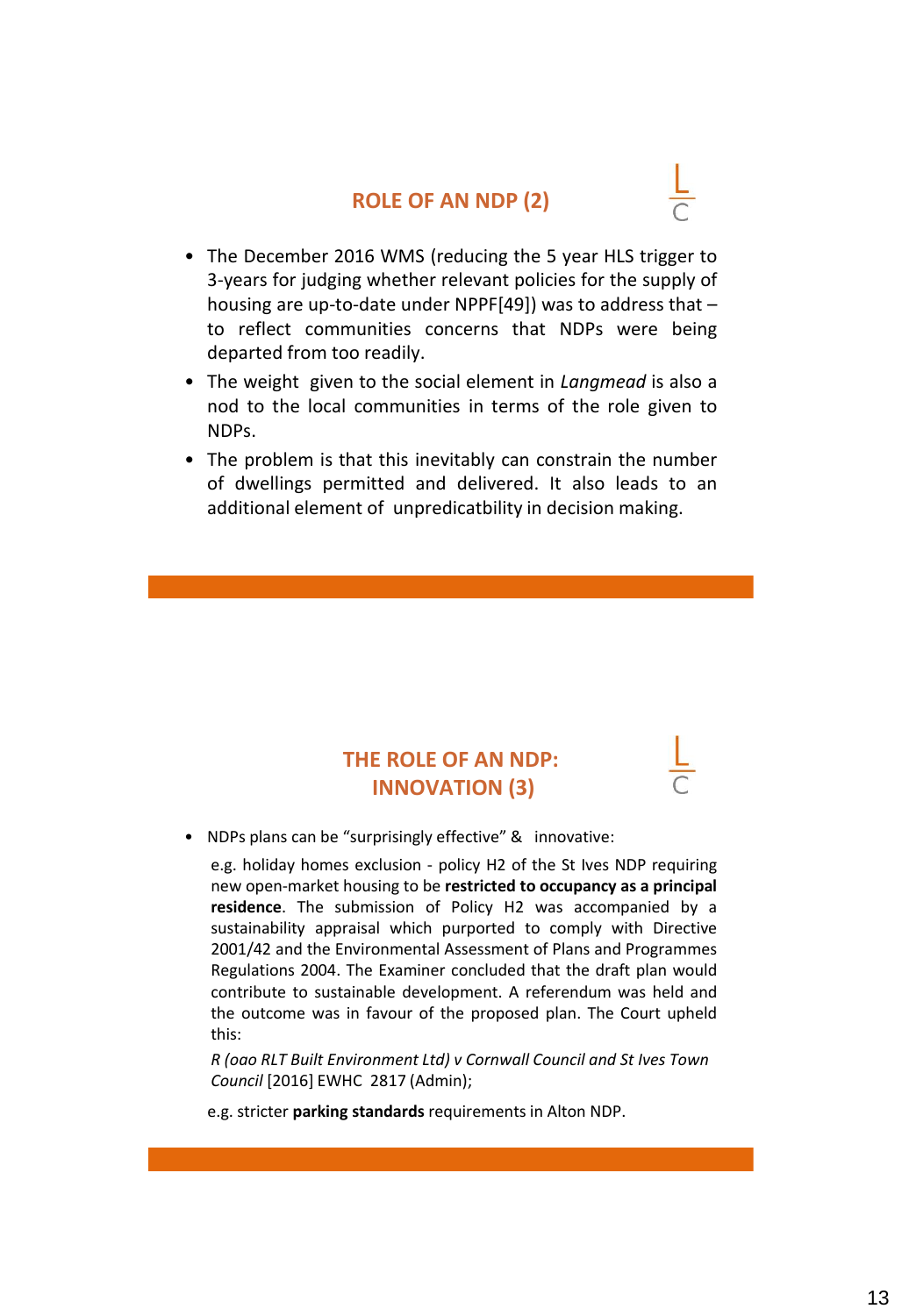## ROLE OF AN NDP (2)

- The December 2016 WMS (reducing the 5 year HLS trigger to 3-years for judging whether relevant policies for the supply of housing are up-to-date under NPPF[49]) was to address that – to reflect communities concerns that NDPs were being departed from too readily.
- The weight given to the social element in *Langmead* is also a nod to the local communities in terms of the role given to NDPs.
- The problem is that this inevitably can constrain the number of dwellings permitted and delivered. It also leads to an additional element of unpredicatbility in decision making.

## THE ROLE OF AN NDP: INNOVATION (3)

- NDPs plans can be "surprisingly effective" & innovative:

  e.g. holiday homes exclusion - policy H2 of the St Ives NDP requiring new open-market housing to be **restricted to occupancy as a principal residence**. The submission of Policy H2 was accompanied by a sustainability appraisal which purported to comply with Directive 2001/42 and the Environmental Assessment of Plans and Programmes Regulations 2004. The Examiner concluded that the draft plan would contribute to sustainable development. A referendum was held and the outcome was in favour of the proposed plan. The Court upheld this:

  *R (oao RLT Built Environment Ltd) v Cornwall Council and St Ives Town Council* [2016] EWHC 2817 (Admin);

  e.g. stricter **parking standards** requirements in Alton NDP.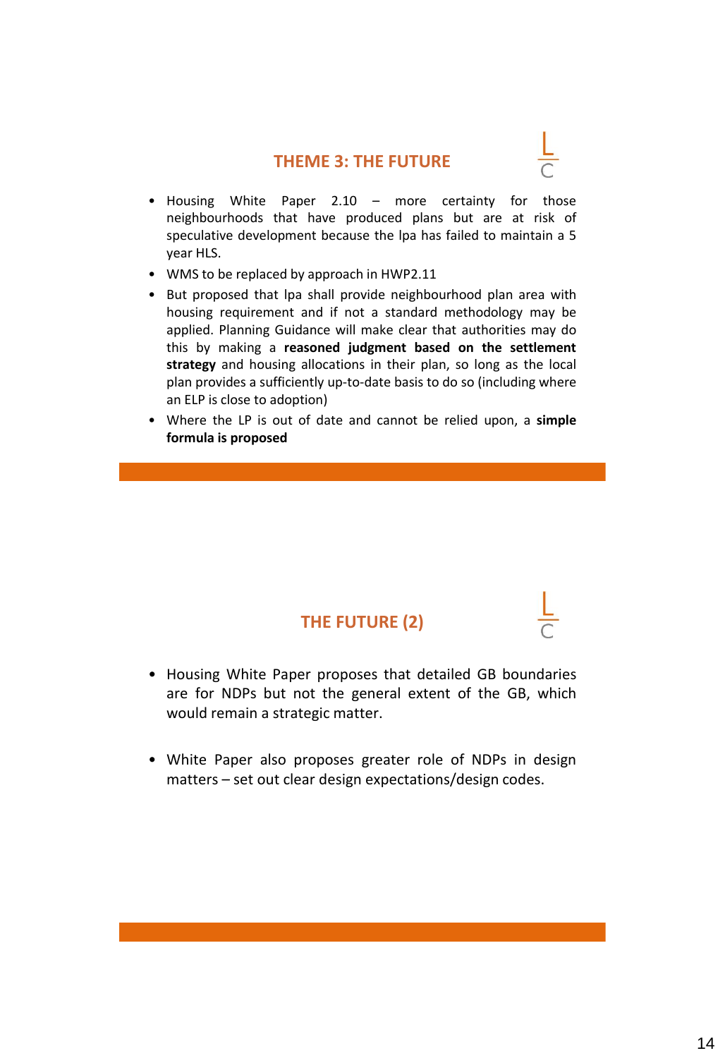## THEME 3: THE FUTURE

- Housing White Paper 2.10 – more certainty for those neighbourhoods that have produced plans but are at risk of speculative development because the lpa has failed to maintain a 5 year HLS.
- WMS to be replaced by approach in HWP2.11
- But proposed that lpa shall provide neighbourhood plan area with housing requirement and if not a standard methodology may be applied. Planning Guidance will make clear that authorities may do this by making a **reasoned judgment based on the settlement strategy** and housing allocations in their plan, so long as the local plan provides a sufficiently up-to-date basis to do so (including where an ELP is close to adoption)
- Where the LP is out of date and cannot be relied upon, a **simple formula is proposed**

## THE FUTURE (2)

- Housing White Paper proposes that detailed GB boundaries are for NDPs but not the general extent of the GB, which would remain a strategic matter.
- White Paper also proposes greater role of NDPs in design matters – set out clear design expectations/design codes.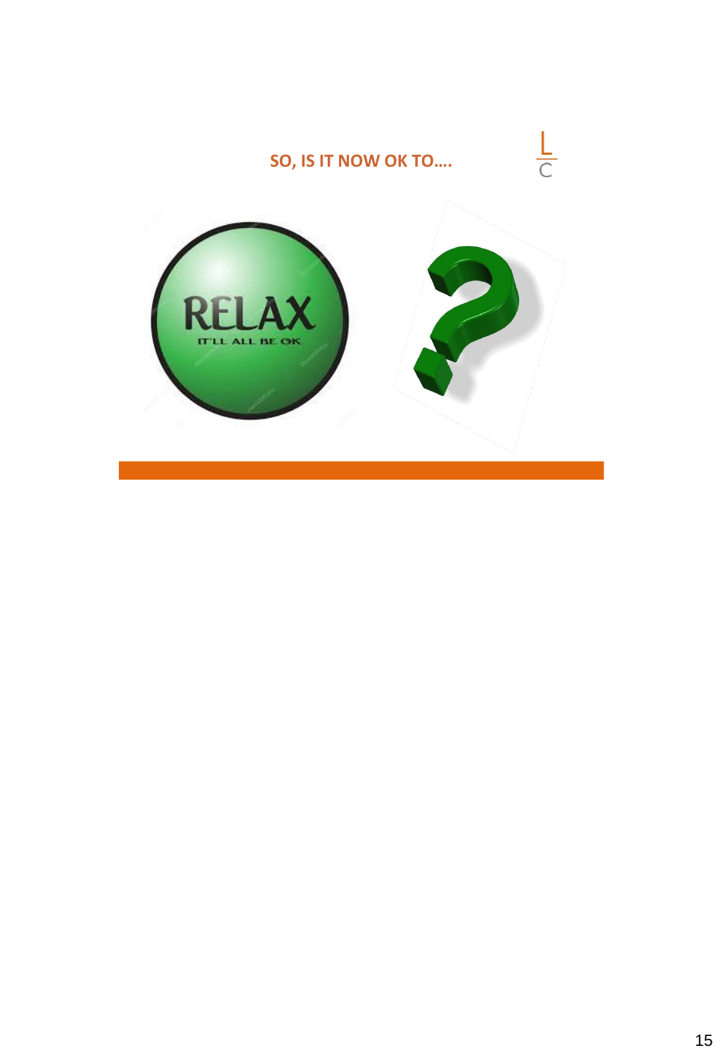## SO, IS IT NOW OK TO….